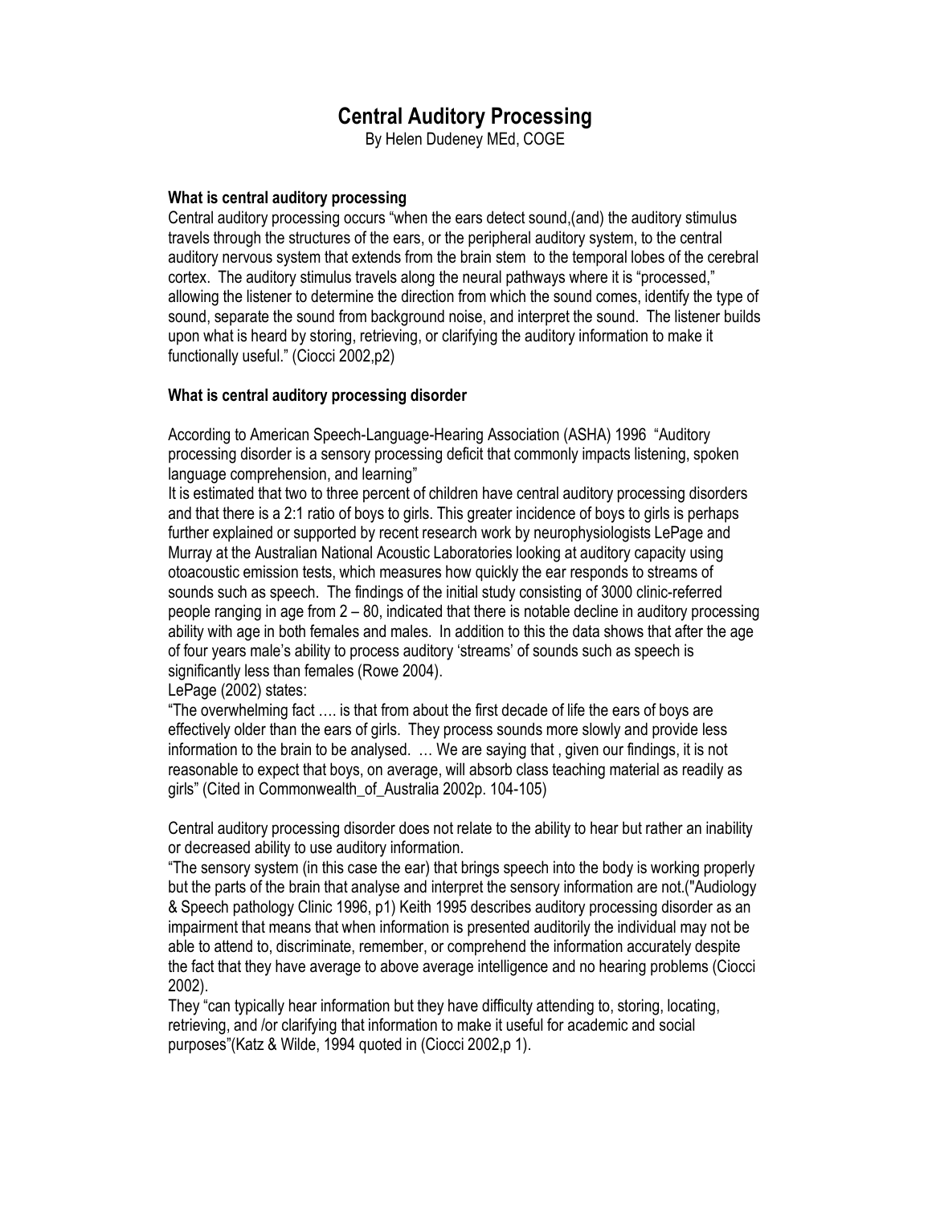# Central Auditory Processing

By Helen Dudeney MEd, COGE

### What is central auditory processing

Central auditory processing occurs "when the ears detect sound,(and) the auditory stimulus travels through the structures of the ears, or the peripheral auditory system, to the central auditory nervous system that extends from the brain stem to the temporal lobes of the cerebral cortex. The auditory stimulus travels along the neural pathways where it is "processed," allowing the listener to determine the direction from which the sound comes, identify the type of sound, separate the sound from background noise, and interpret the sound. The listener builds upon what is heard by storing, retrieving, or clarifying the auditory information to make it functionally useful." (Ciocci 2002,p2)

### What is central auditory processing disorder

According to American Speech-Language-Hearing Association (ASHA) 1996 "Auditory processing disorder is a sensory processing deficit that commonly impacts listening, spoken language comprehension, and learning"

It is estimated that two to three percent of children have central auditory processing disorders and that there is a 2:1 ratio of boys to girls. This greater incidence of boys to girls is perhaps further explained or supported by recent research work by neurophysiologists LePage and Murray at the Australian National Acoustic Laboratories looking at auditory capacity using otoacoustic emission tests, which measures how quickly the ear responds to streams of sounds such as speech. The findings of the initial study consisting of 3000 clinic-referred people ranging in age from 2 – 80, indicated that there is notable decline in auditory processing ability with age in both females and males. In addition to this the data shows that after the age of four years male's ability to process auditory 'streams' of sounds such as speech is significantly less than females (Rowe 2004).

LePage (2002) states:

"The overwhelming fact …. is that from about the first decade of life the ears of boys are effectively older than the ears of girls. They process sounds more slowly and provide less information to the brain to be analysed. … We are saying that , given our findings, it is not reasonable to expect that boys, on average, will absorb class teaching material as readily as girls" (Cited in Commonwealth_of_Australia 2002p. 104-105)

Central auditory processing disorder does not relate to the ability to hear but rather an inability or decreased ability to use auditory information.

"The sensory system (in this case the ear) that brings speech into the body is working properly but the parts of the brain that analyse and interpret the sensory information are not.("Audiology & Speech pathology Clinic 1996, p1) Keith 1995 describes auditory processing disorder as an impairment that means that when information is presented auditorily the individual may not be able to attend to, discriminate, remember, or comprehend the information accurately despite the fact that they have average to above average intelligence and no hearing problems (Ciocci 2002).

They "can typically hear information but they have difficulty attending to, storing, locating, retrieving, and /or clarifying that information to make it useful for academic and social purposes"(Katz & Wilde, 1994 quoted in (Ciocci 2002,p 1).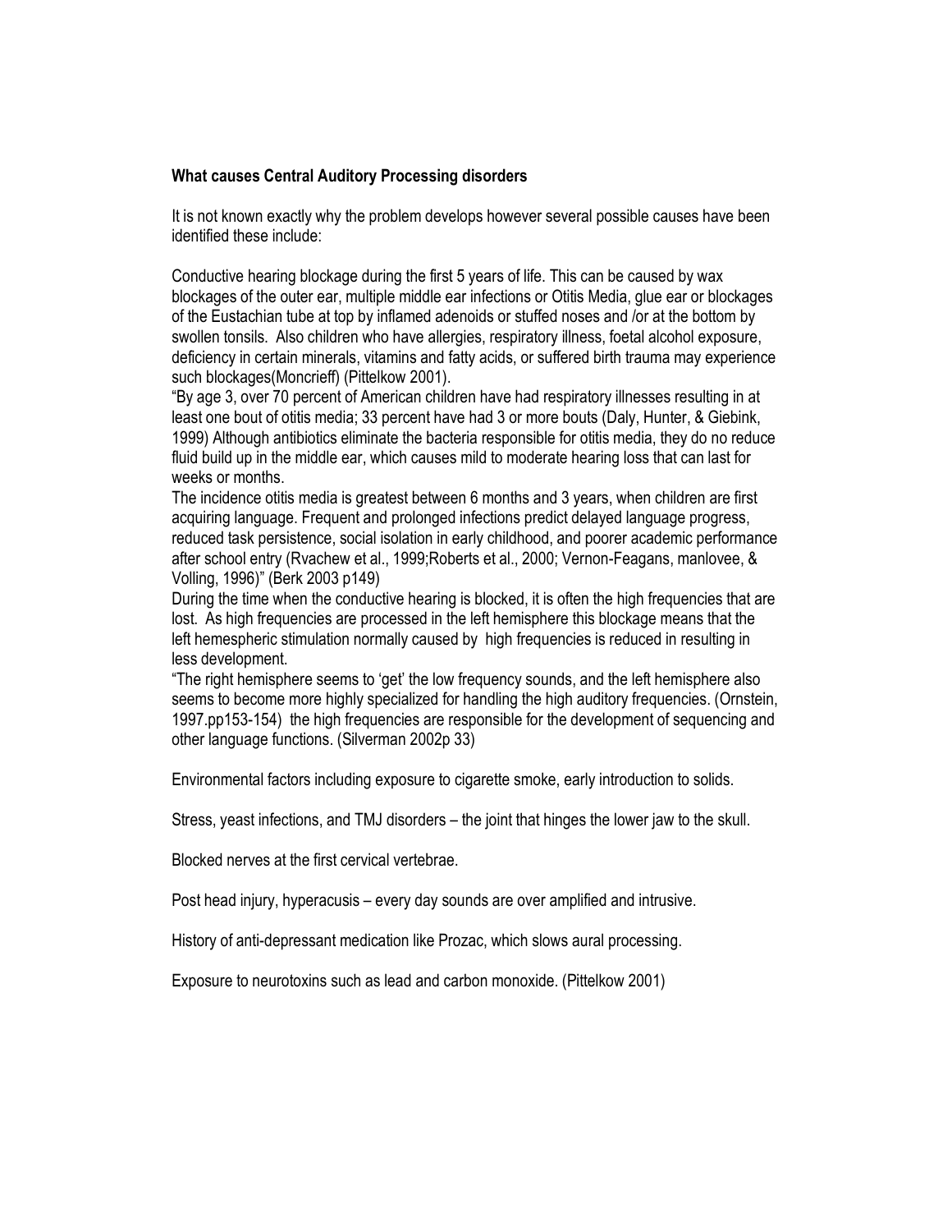**What causes Central Auditory Processing disorders**

It is not known exactly why the problem develops however several possible causes have been identified these include:

Conductive hearing blockage during the first 5 years of life. This can be caused by wax blockages of the outer ear, multiple middle ear infections or Otitis Media, glue ear or blockages of the Eustachian tube at top by inflamed adenoids or stuffed noses and /or at the bottom by swollen tonsils. Also children who have allergies, respiratory illness, foetal alcohol exposure, deficiency in certain minerals, vitamins and fatty acids, or suffered birth trauma may experience such blockages(Moncrieff) (Pittelkow 2001).

"By age 3, over 70 percent of American children have had respiratory illnesses resulting in at least one bout of otitis media; 33 percent have had 3 or more bouts (Daly, Hunter, & Giebink, 1999) Although antibiotics eliminate the bacteria responsible for otitis media, they do no reduce fluid build up in the middle ear, which causes mild to moderate hearing loss that can last for weeks or months.

The incidence otitis media is greatest between 6 months and 3 years, when children are first acquiring language. Frequent and prolonged infections predict delayed language progress, reduced task persistence, social isolation in early childhood, and poorer academic performance after school entry (Rvachew et al., 1999;Roberts et al., 2000; Vernon-Feagans, manlovee, & Volling, 1996)" (Berk 2003 p149)

During the time when the conductive hearing is blocked, it is often the high frequencies that are lost. As high frequencies are processed in the left hemisphere this blockage means that the left hemespheric stimulation normally caused by high frequencies is reduced in resulting in less development.

"The right hemisphere seems to 'get' the low frequency sounds, and the left hemisphere also seems to become more highly specialized for handling the high auditory frequencies. (Ornstein, 1997.pp153-154) the high frequencies are responsible for the development of sequencing and other language functions. (Silverman 2002p 33)

Environmental factors including exposure to cigarette smoke, early introduction to solids.

Stress, yeast infections, and TMJ disorders – the joint that hinges the lower jaw to the skull.

Blocked nerves at the first cervical vertebrae.

Post head injury, hyperacusis – every day sounds are over amplified and intrusive.

History of anti-depressant medication like Prozac, which slows aural processing.

Exposure to neurotoxins such as lead and carbon monoxide. (Pittelkow 2001)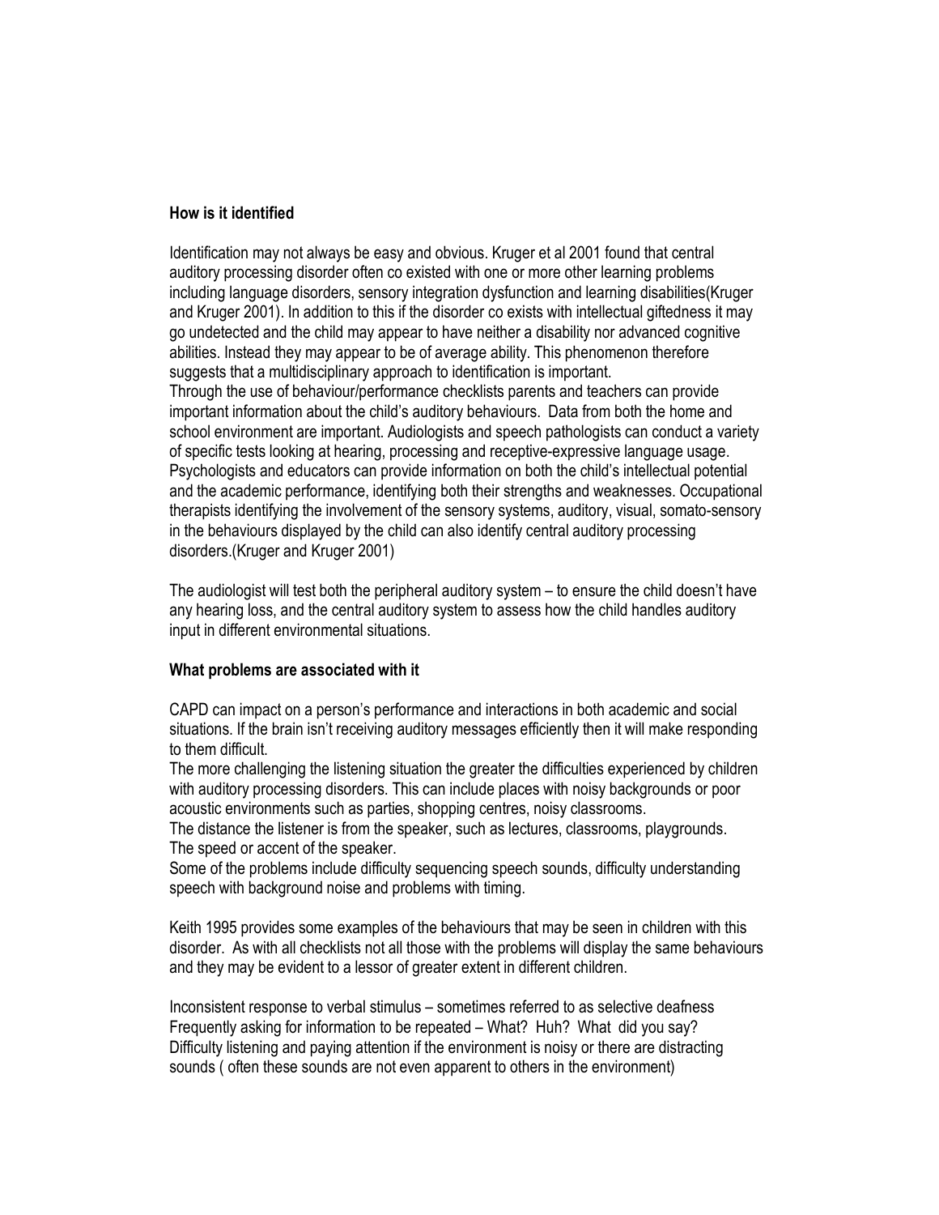**How is it identified**

Identification may not always be easy and obvious. Kruger et al 2001 found that central auditory processing disorder often co existed with one or more other learning problems including language disorders, sensory integration dysfunction and learning disabilities(Kruger and Kruger 2001). In addition to this if the disorder co exists with intellectual giftedness it may go undetected and the child may appear to have neither a disability nor advanced cognitive abilities. Instead they may appear to be of average ability. This phenomenon therefore suggests that a multidisciplinary approach to identification is important.
Through the use of behaviour/performance checklists parents and teachers can provide important information about the child's auditory behaviours. Data from both the home and school environment are important. Audiologists and speech pathologists can conduct a variety of specific tests looking at hearing, processing and receptive-expressive language usage. Psychologists and educators can provide information on both the child's intellectual potential and the academic performance, identifying both their strengths and weaknesses. Occupational therapists identifying the involvement of the sensory systems, auditory, visual, somato-sensory in the behaviours displayed by the child can also identify central auditory processing disorders.(Kruger and Kruger 2001)

The audiologist will test both the peripheral auditory system – to ensure the child doesn't have any hearing loss, and the central auditory system to assess how the child handles auditory input in different environmental situations.

**What problems are associated with it**

CAPD can impact on a person's performance and interactions in both academic and social situations. If the brain isn't receiving auditory messages efficiently then it will make responding to them difficult.
The more challenging the listening situation the greater the difficulties experienced by children with auditory processing disorders. This can include places with noisy backgrounds or poor acoustic environments such as parties, shopping centres, noisy classrooms.
The distance the listener is from the speaker, such as lectures, classrooms, playgrounds.
The speed or accent of the speaker.
Some of the problems include difficulty sequencing speech sounds, difficulty understanding speech with background noise and problems with timing.

Keith 1995 provides some examples of the behaviours that may be seen in children with this disorder. As with all checklists not all those with the problems will display the same behaviours and they may be evident to a lessor of greater extent in different children.

Inconsistent response to verbal stimulus – sometimes referred to as selective deafness
Frequently asking for information to be repeated – What? Huh? What did you say?
Difficulty listening and paying attention if the environment is noisy or there are distracting sounds ( often these sounds are not even apparent to others in the environment)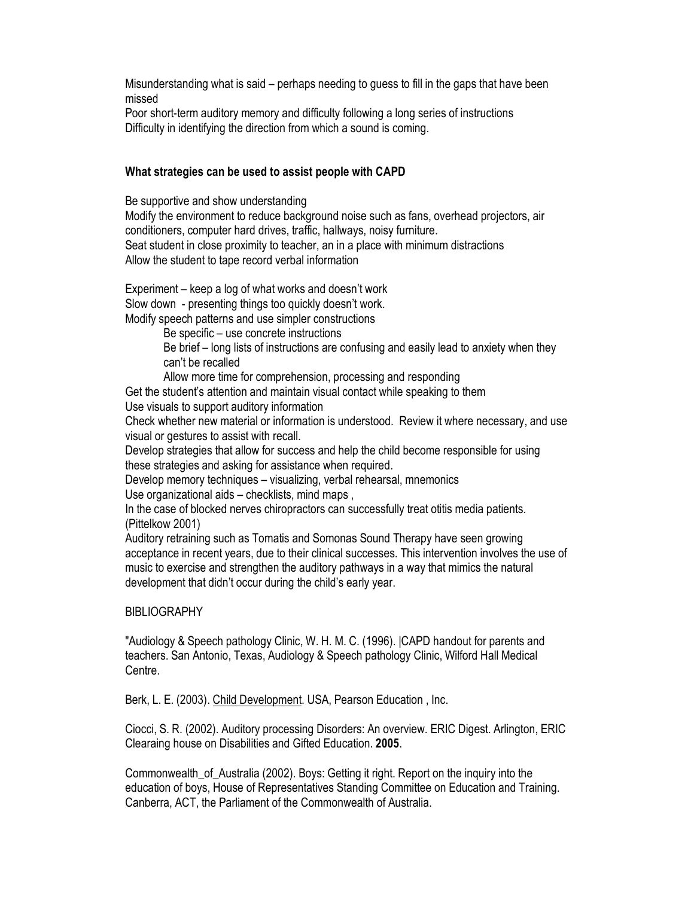Misunderstanding what is said – perhaps needing to guess to fill in the gaps that have been missed

Poor short-term auditory memory and difficulty following a long series of instructions

Difficulty in identifying the direction from which a sound is coming.

**What strategies can be used to assist people with CAPD**

Be supportive and show understanding

Modify the environment to reduce background noise such as fans, overhead projectors, air conditioners, computer hard drives, traffic, hallways, noisy furniture.

Seat student in close proximity to teacher, an in a place with minimum distractions

Allow the student to tape record verbal information

Experiment – keep a log of what works and doesn't work

Slow down - presenting things too quickly doesn't work.

Modify speech patterns and use simpler constructions

- Be specific – use concrete instructions
- Be brief – long lists of instructions are confusing and easily lead to anxiety when they can't be recalled
- Allow more time for comprehension, processing and responding

Get the student's attention and maintain visual contact while speaking to them

Use visuals to support auditory information

Check whether new material or information is understood. Review it where necessary, and use visual or gestures to assist with recall.

Develop strategies that allow for success and help the child become responsible for using these strategies and asking for assistance when required.

Develop memory techniques – visualizing, verbal rehearsal, mnemonics

Use organizational aids – checklists, mind maps ,

In the case of blocked nerves chiropractors can successfully treat otitis media patients. (Pittelkow 2001)

Auditory retraining such as Tomatis and Somonas Sound Therapy have seen growing acceptance in recent years, due to their clinical successes. This intervention involves the use of music to exercise and strengthen the auditory pathways in a way that mimics the natural development that didn't occur during the child's early year.

BIBLIOGRAPHY

"Audiology & Speech pathology Clinic, W. H. M. C. (1996). |CAPD handout for parents and teachers. San Antonio, Texas, Audiology & Speech pathology Clinic, Wilford Hall Medical Centre.

Berk, L. E. (2003). Child Development. USA, Pearson Education , Inc.

Ciocci, S. R. (2002). Auditory processing Disorders: An overview. ERIC Digest. Arlington, ERIC Clearaing house on Disabilities and Gifted Education. **2005**.

Commonwealth_of_Australia (2002). Boys: Getting it right. Report on the inquiry into the education of boys, House of Representatives Standing Committee on Education and Training. Canberra, ACT, the Parliament of the Commonwealth of Australia.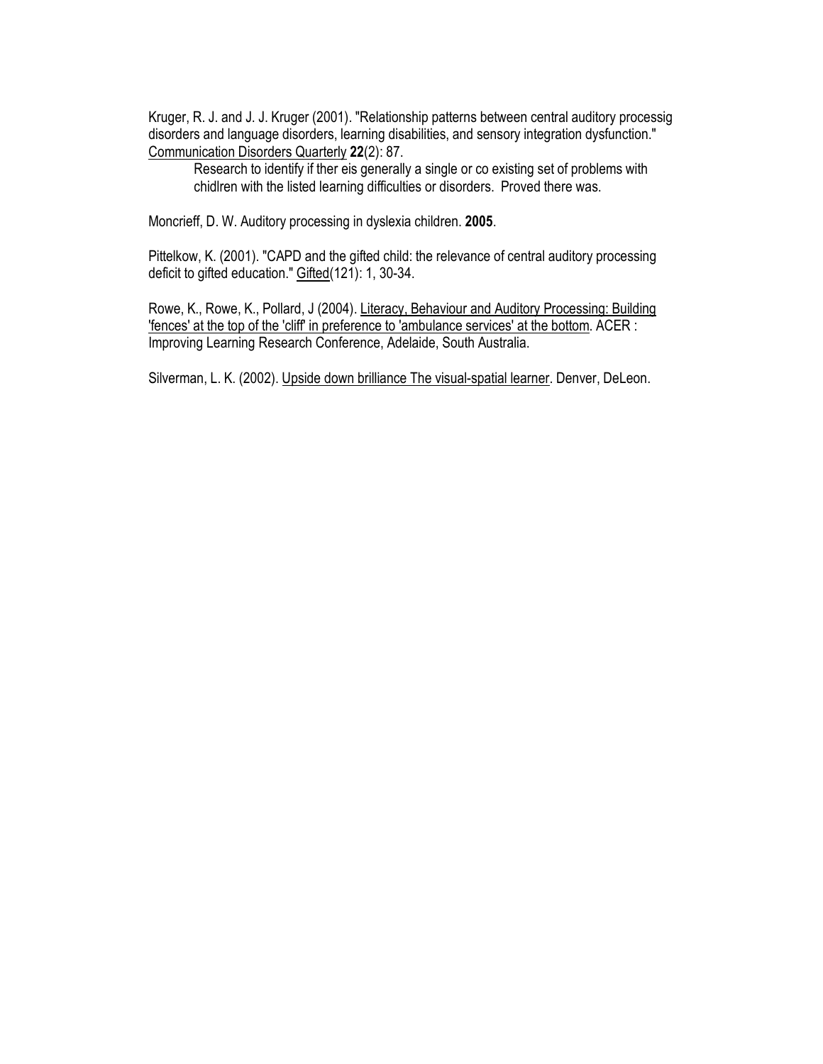Kruger, R. J. and J. J. Kruger (2001). "Relationship patterns between central auditory processig disorders and language disorders, learning disabilities, and sensory integration dysfunction." Communication Disorders Quarterly **22**(2): 87.

> Research to identify if ther eis generally a single or co existing set of problems with chidlren with the listed learning difficulties or disorders. Proved there was.

Moncrieff, D. W. Auditory processing in dyslexia children. **2005**.

Pittelkow, K. (2001). "CAPD and the gifted child: the relevance of central auditory processing deficit to gifted education." Gifted(121): 1, 30-34.

Rowe, K., Rowe, K., Pollard, J (2004). Literacy, Behaviour and Auditory Processing: Building 'fences' at the top of the 'cliff' in preference to 'ambulance services' at the bottom. ACER : Improving Learning Research Conference, Adelaide, South Australia.

Silverman, L. K. (2002). Upside down brilliance The visual-spatial learner. Denver, DeLeon.